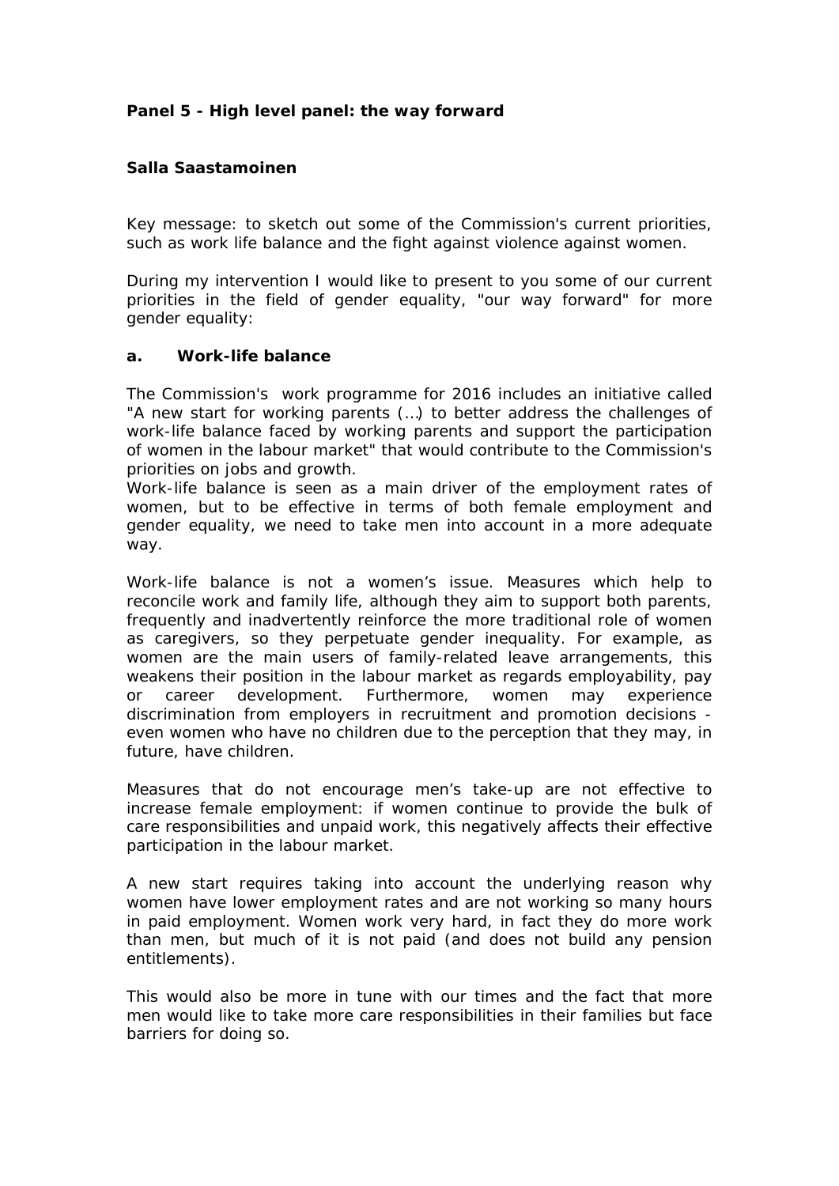**Panel 5 - High level panel: the way forward**

**Salla Saastamoinen**

Key message: to sketch out some of the Commission's current priorities, such as work life balance and the fight against violence against women.

During my intervention I would like to present to you some of our current priorities in the field of gender equality, "our way forward" for more gender equality:

**a. Work-life balance**

The Commission's work programme for 2016 includes an initiative called "A new start for working parents (…) to better address the challenges of work-life balance faced by working parents and support the participation of women in the labour market" that would contribute to the Commission's priorities on jobs and growth.
Work-life balance is seen as a main driver of the employment rates of women, but to be effective in terms of both female employment and gender equality, we need to take men into account in a more adequate way.

Work-life balance is not a women's issue. Measures which help to reconcile work and family life, although they aim to support both parents, frequently and inadvertently reinforce the more traditional role of women as caregivers, so they perpetuate gender inequality. For example, as women are the main users of family-related leave arrangements, this weakens their position in the labour market as regards employability, pay or career development. Furthermore, women may experience discrimination from employers in recruitment and promotion decisions - even women who have no children due to the perception that they may, in future, have children.

Measures that do not encourage men's take-up are not effective to increase female employment: if women continue to provide the bulk of care responsibilities and unpaid work, this negatively affects their effective participation in the labour market.

A new start requires taking into account the underlying reason why women have lower employment rates and are not working so many hours in paid employment. Women work very hard, in fact they do more work than men, but much of it is not paid (and does not build any pension entitlements).

This would also be more in tune with our times and the fact that more men would like to take more care responsibilities in their families but face barriers for doing so.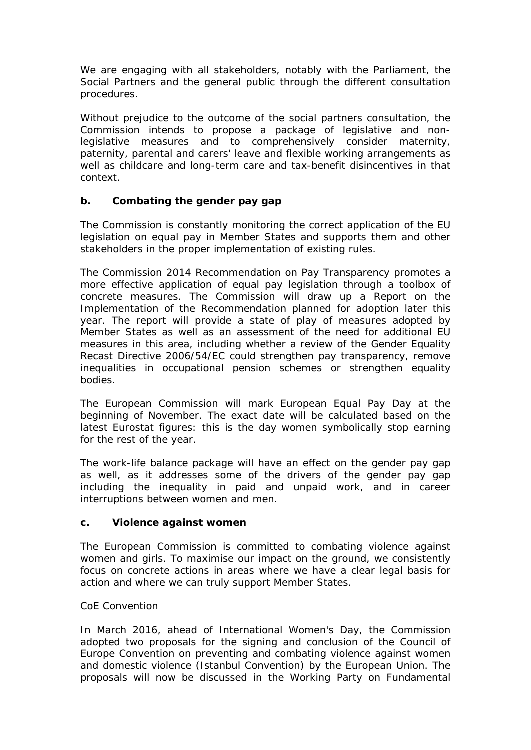We are engaging with all stakeholders, notably with the Parliament, the Social Partners and the general public through the different consultation procedures.

Without prejudice to the outcome of the social partners consultation, the Commission intends to propose a package of legislative and non-legislative measures and to comprehensively consider maternity, paternity, parental and carers' leave and flexible working arrangements as well as childcare and long-term care and tax-benefit disincentives in that context.

**b. Combating the gender pay gap**

The Commission is constantly monitoring the correct application of the EU legislation on equal pay in Member States and supports them and other stakeholders in the proper implementation of existing rules.

The Commission 2014 Recommendation on Pay Transparency promotes a more effective application of equal pay legislation through a toolbox of concrete measures. The Commission will draw up a Report on the Implementation of the Recommendation planned for adoption later this year. The report will provide a state of play of measures adopted by Member States as well as an assessment of the need for additional EU measures in this area, including whether a review of the Gender Equality Recast Directive 2006/54/EC could strengthen pay transparency, remove inequalities in occupational pension schemes or strengthen equality bodies.

The European Commission will mark European Equal Pay Day at the beginning of November. The exact date will be calculated based on the latest Eurostat figures: this is the day women symbolically stop earning for the rest of the year.

The work-life balance package will have an effect on the gender pay gap as well, as it addresses some of the drivers of the gender pay gap including the inequality in paid and unpaid work, and in career interruptions between women and men.

**c. Violence against women**

The European Commission is committed to combating violence against women and girls. To maximise our impact on the ground, we consistently focus on concrete actions in areas where we have a clear legal basis for action and where we can truly support Member States.

CoE Convention

In March 2016, ahead of International Women's Day, the Commission adopted two proposals for the signing and conclusion of the Council of Europe Convention on preventing and combating violence against women and domestic violence (Istanbul Convention) by the European Union. The proposals will now be discussed in the Working Party on Fundamental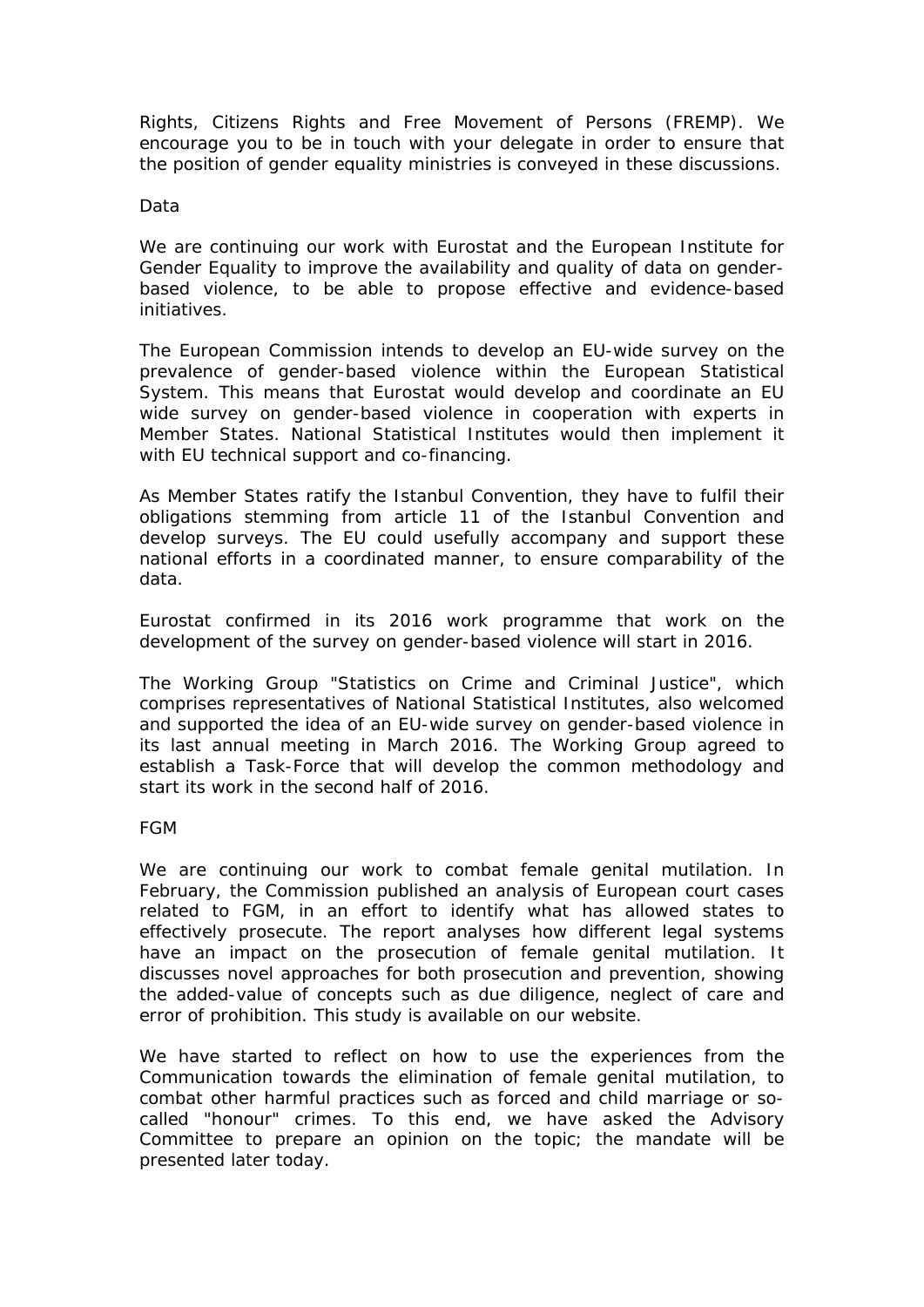Rights, Citizens Rights and Free Movement of Persons (FREMP). We encourage you to be in touch with your delegate in order to ensure that the position of gender equality ministries is conveyed in these discussions.

Data

We are continuing our work with Eurostat and the European Institute for Gender Equality to improve the availability and quality of data on gender-based violence, to be able to propose effective and evidence-based initiatives.

The European Commission intends to develop an EU-wide survey on the prevalence of gender-based violence within the European Statistical System. This means that Eurostat would develop and coordinate an EU wide survey on gender-based violence in cooperation with experts in Member States. National Statistical Institutes would then implement it with EU technical support and co-financing.

As Member States ratify the Istanbul Convention, they have to fulfil their obligations stemming from article 11 of the Istanbul Convention and develop surveys. The EU could usefully accompany and support these national efforts in a coordinated manner, to ensure comparability of the data.

Eurostat confirmed in its 2016 work programme that work on the development of the survey on gender-based violence will start in 2016.

The Working Group "Statistics on Crime and Criminal Justice", which comprises representatives of National Statistical Institutes, also welcomed and supported the idea of an EU-wide survey on gender-based violence in its last annual meeting in March 2016. The Working Group agreed to establish a Task-Force that will develop the common methodology and start its work in the second half of 2016.

FGM

We are continuing our work to combat female genital mutilation. In February, the Commission published an analysis of European court cases related to FGM, in an effort to identify what has allowed states to effectively prosecute. The report analyses how different legal systems have an impact on the prosecution of female genital mutilation. It discusses novel approaches for both prosecution and prevention, showing the added-value of concepts such as due diligence, neglect of care and error of prohibition. This study is available on our website.

We have started to reflect on how to use the experiences from the Communication towards the elimination of female genital mutilation, to combat other harmful practices such as forced and child marriage or so-called "honour" crimes. To this end, we have asked the Advisory Committee to prepare an opinion on the topic; the mandate will be presented later today.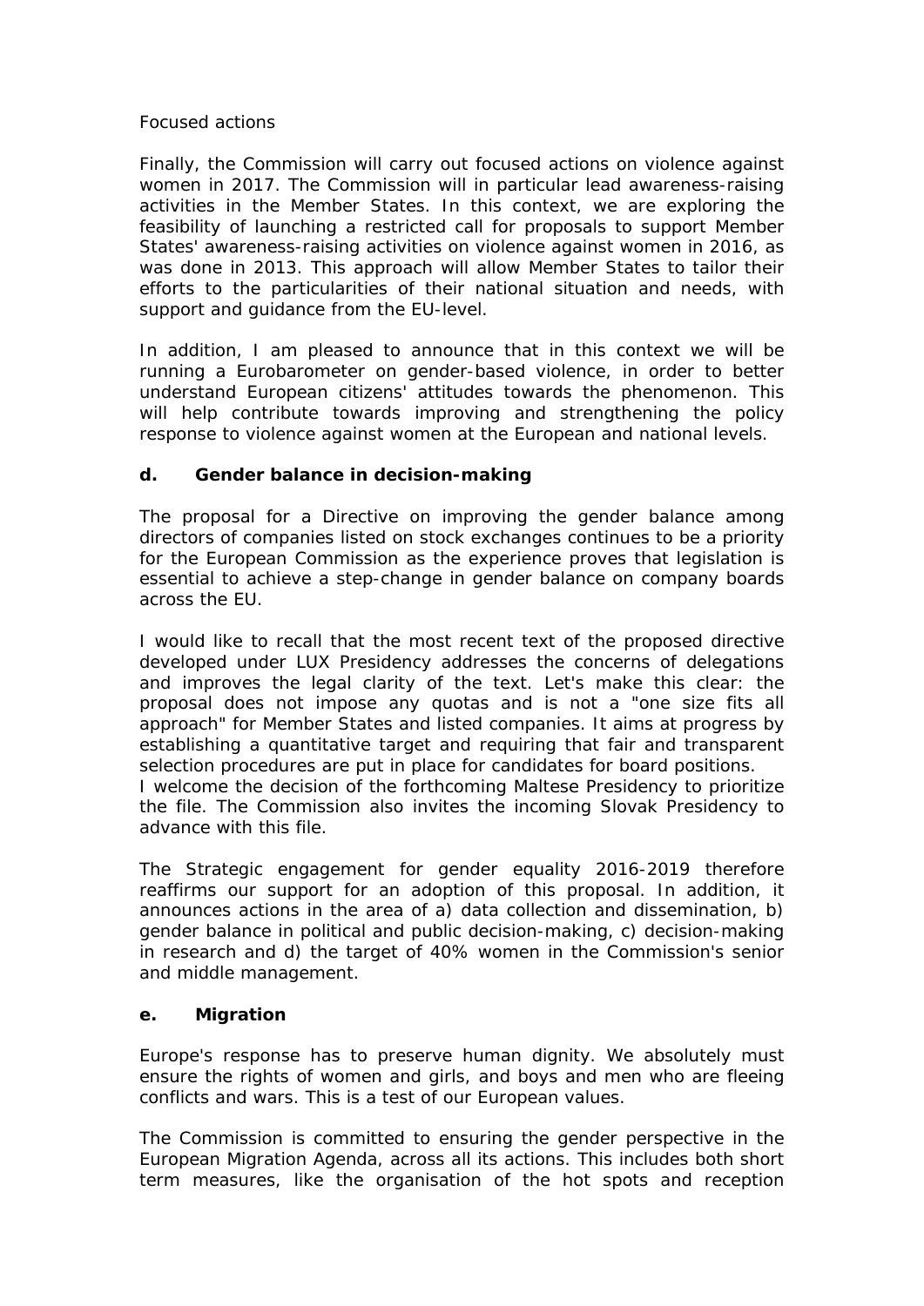Focused actions

Finally, the Commission will carry out focused actions on violence against women in 2017. The Commission will in particular lead awareness-raising activities in the Member States. In this context, we are exploring the feasibility of launching a restricted call for proposals to support Member States' awareness-raising activities on violence against women in 2016, as was done in 2013. This approach will allow Member States to tailor their efforts to the particularities of their national situation and needs, with support and guidance from the EU-level.

In addition, I am pleased to announce that in this context we will be running a Eurobarometer on gender-based violence, in order to better understand European citizens' attitudes towards the phenomenon. This will help contribute towards improving and strengthening the policy response to violence against women at the European and national levels.

### d. Gender balance in decision-making

The proposal for a Directive on improving the gender balance among directors of companies listed on stock exchanges continues to be a priority for the European Commission as the experience proves that legislation is essential to achieve a step-change in gender balance on company boards across the EU.

I would like to recall that the most recent text of the proposed directive developed under LUX Presidency addresses the concerns of delegations and improves the legal clarity of the text. Let's make this clear: the proposal does not impose any quotas and is not a "one size fits all approach" for Member States and listed companies. It aims at progress by establishing a quantitative target and requiring that fair and transparent selection procedures are put in place for candidates for board positions.
I welcome the decision of the forthcoming Maltese Presidency to prioritize the file. The Commission also invites the incoming Slovak Presidency to advance with this file.

The Strategic engagement for gender equality 2016-2019 therefore reaffirms our support for an adoption of this proposal. In addition, it announces actions in the area of a) data collection and dissemination, b) gender balance in political and public decision-making, c) decision-making in research and d) the target of 40% women in the Commission's senior and middle management.

### e. Migration

Europe's response has to preserve human dignity. We absolutely must ensure the rights of women and girls, and boys and men who are fleeing conflicts and wars. This is a test of our European values.

The Commission is committed to ensuring the gender perspective in the European Migration Agenda, across all its actions. This includes both short term measures, like the organisation of the hot spots and reception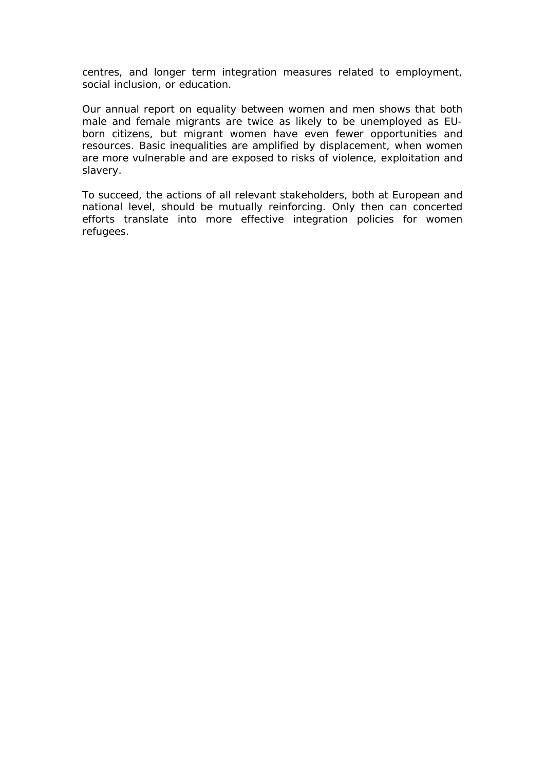centres, and longer term integration measures related to employment, social inclusion, or education.

Our annual report on equality between women and men shows that both male and female migrants are twice as likely to be unemployed as EU-born citizens, but migrant women have even fewer opportunities and resources. Basic inequalities are amplified by displacement, when women are more vulnerable and are exposed to risks of violence, exploitation and slavery.

To succeed, the actions of all relevant stakeholders, both at European and national level, should be mutually reinforcing. Only then can concerted efforts translate into more effective integration policies for women refugees.